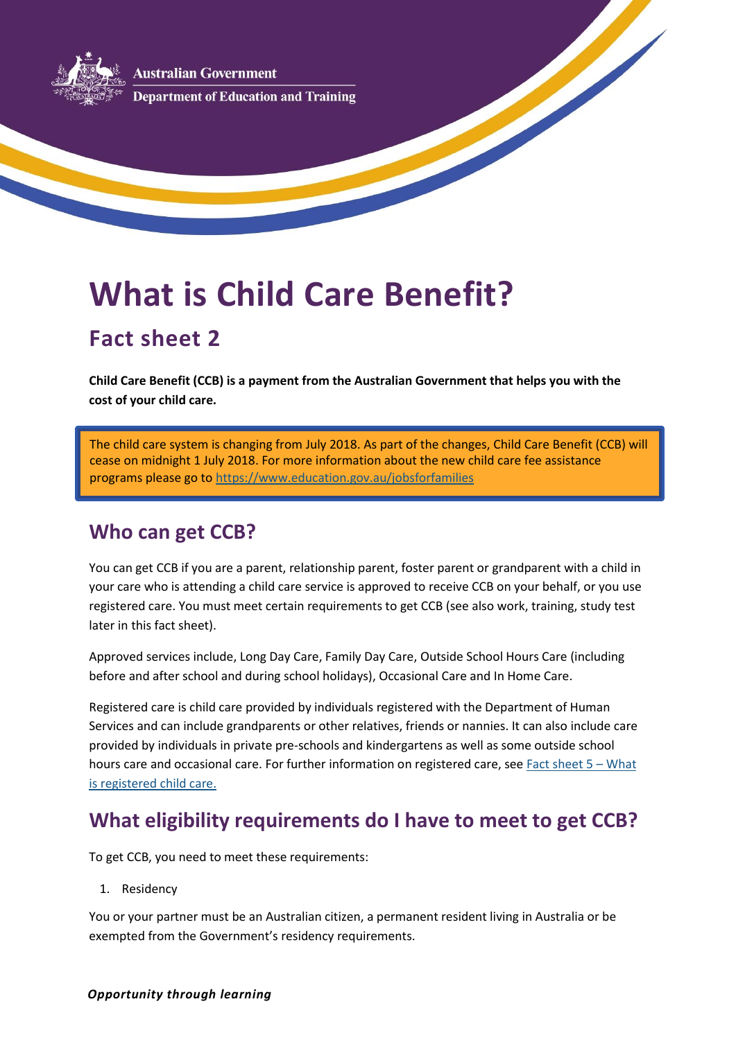Australian Government

Department of Education and Training

# What is Child Care Benefit?

## Fact sheet 2

**Child Care Benefit (CCB) is a payment from the Australian Government that helps you with the cost of your child care.**

The child care system is changing from July 2018. As part of the changes, Child Care Benefit (CCB) will cease on midnight 1 July 2018. For more information about the new child care fee assistance programs please go to [https://www.education.gov.au/jobsforfamilies](https://www.education.gov.au/jobsforfamilies)

## Who can get CCB?

You can get CCB if you are a parent, relationship parent, foster parent or grandparent with a child in your care who is attending a child care service is approved to receive CCB on your behalf, or you use registered care. You must meet certain requirements to get CCB (see also work, training, study test later in this fact sheet).

Approved services include, Long Day Care, Family Day Care, Outside School Hours Care (including before and after school and during school holidays), Occasional Care and In Home Care.

Registered care is child care provided by individuals registered with the Department of Human Services and can include grandparents or other relatives, friends or nannies. It can also include care provided by individuals in private pre-schools and kindergartens as well as some outside school hours care and occasional care. For further information on registered care, see Fact sheet 5 – What is registered child care.

## What eligibility requirements do I have to meet to get CCB?

To get CCB, you need to meet these requirements:

1. Residency

You or your partner must be an Australian citizen, a permanent resident living in Australia or be exempted from the Government's residency requirements.

***Opportunity through learning***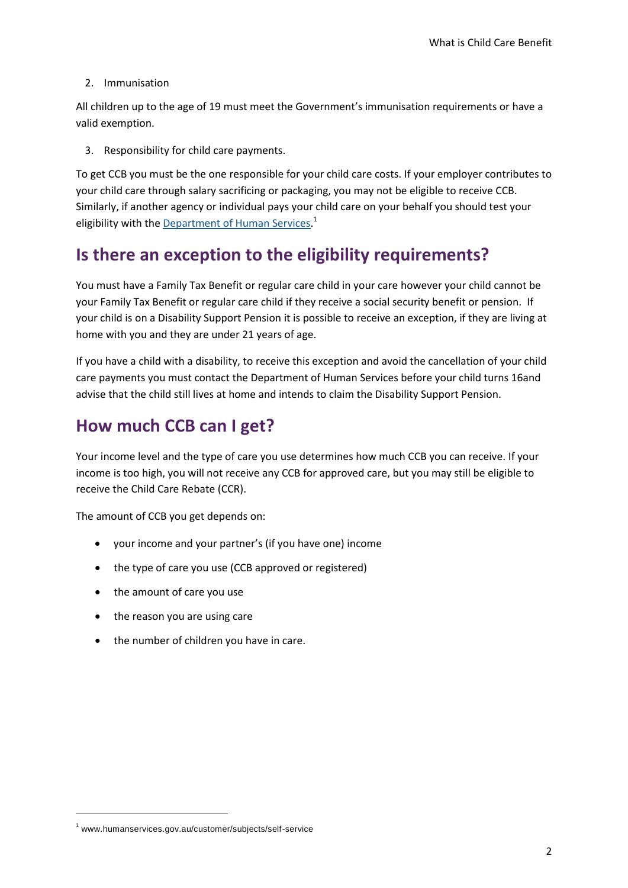2. Immunisation

All children up to the age of 19 must meet the Government's immunisation requirements or have a valid exemption.

3. Responsibility for child care payments.

To get CCB you must be the one responsible for your child care costs. If your employer contributes to your child care through salary sacrificing or packaging, you may not be eligible to receive CCB. Similarly, if another agency or individual pays your child care on your behalf you should test your eligibility with the Department of Human Services.[1]

## Is there an exception to the eligibility requirements?

You must have a Family Tax Benefit or regular care child in your care however your child cannot be your Family Tax Benefit or regular care child if they receive a social security benefit or pension. If your child is on a Disability Support Pension it is possible to receive an exception, if they are living at home with you and they are under 21 years of age.

If you have a child with a disability, to receive this exception and avoid the cancellation of your child care payments you must contact the Department of Human Services before your child turns 16and advise that the child still lives at home and intends to claim the Disability Support Pension.

## How much CCB can I get?

Your income level and the type of care you use determines how much CCB you can receive. If your income is too high, you will not receive any CCB for approved care, but you may still be eligible to receive the Child Care Rebate (CCR).

The amount of CCB you get depends on:

- your income and your partner's (if you have one) income
- the type of care you use (CCB approved or registered)
- the amount of care you use
- the reason you are using care
- the number of children you have in care.

[1] www.humanservices.gov.au/customer/subjects/self-service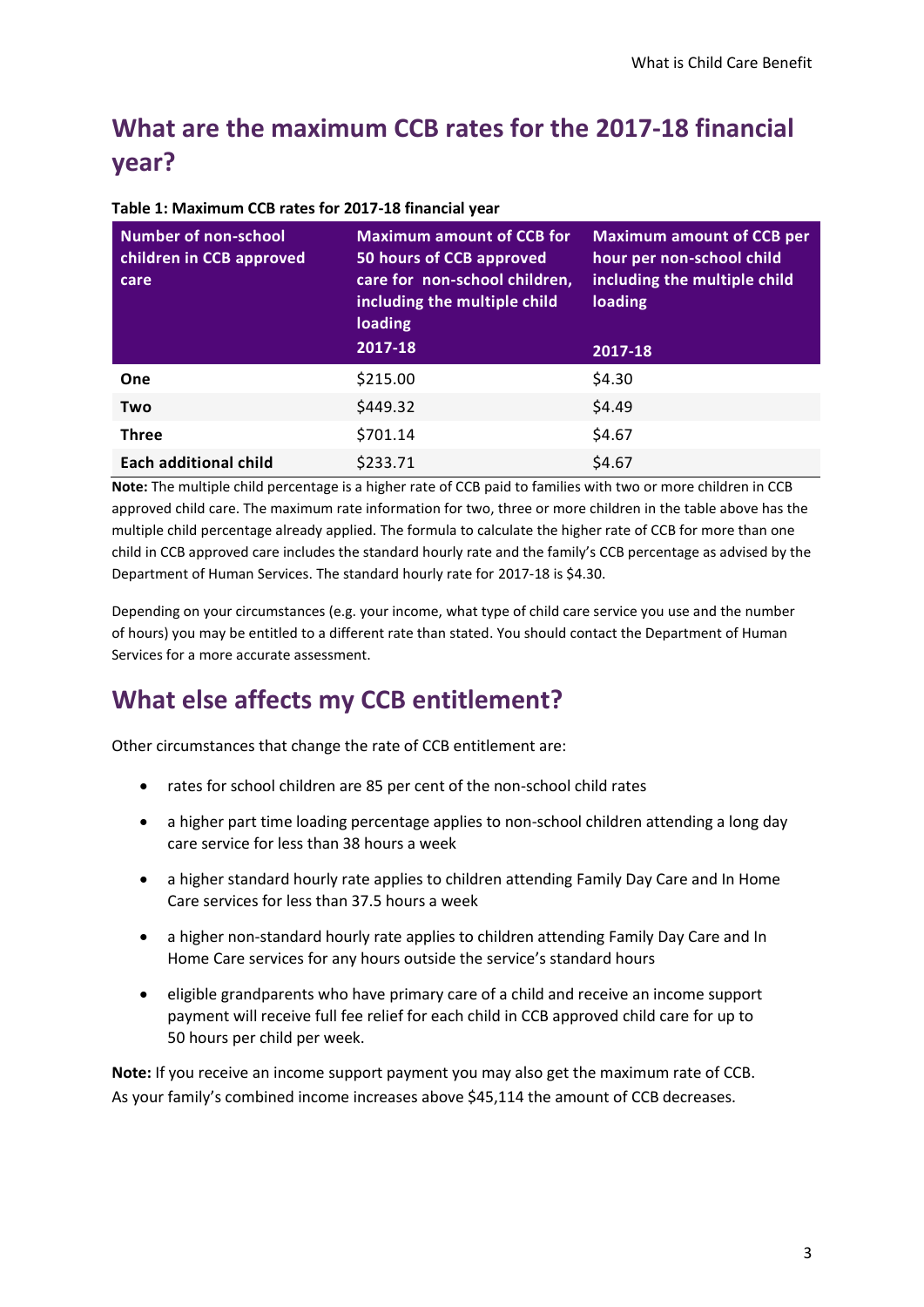## What are the maximum CCB rates for the 2017-18 financial year?

**Table 1: Maximum CCB rates for 2017-18 financial year**

| Number of non-school children in CCB approved care | Maximum amount of CCB for 50 hours of CCB approved care for non-school children, including the multiple child loading 2017-18 | Maximum amount of CCB per hour per non-school child including the multiple child loading 2017-18 |
|---|---|---|
| **One** | $215.00 | $4.30 |
| **Two** | $449.32 | $4.49 |
| **Three** | $701.14 | $4.67 |
| **Each additional child** | $233.71 | $4.67 |

**Note:** The multiple child percentage is a higher rate of CCB paid to families with two or more children in CCB approved child care. The maximum rate information for two, three or more children in the table above has the multiple child percentage already applied. The formula to calculate the higher rate of CCB for more than one child in CCB approved care includes the standard hourly rate and the family's CCB percentage as advised by the Department of Human Services. The standard hourly rate for 2017-18 is $4.30.

Depending on your circumstances (e.g. your income, what type of child care service you use and the number of hours) you may be entitled to a different rate than stated. You should contact the Department of Human Services for a more accurate assessment.

## What else affects my CCB entitlement?

Other circumstances that change the rate of CCB entitlement are:

- rates for school children are 85 per cent of the non-school child rates
- a higher part time loading percentage applies to non-school children attending a long day care service for less than 38 hours a week
- a higher standard hourly rate applies to children attending Family Day Care and In Home Care services for less than 37.5 hours a week
- a higher non-standard hourly rate applies to children attending Family Day Care and In Home Care services for any hours outside the service's standard hours
- eligible grandparents who have primary care of a child and receive an income support payment will receive full fee relief for each child in CCB approved child care for up to 50 hours per child per week.

**Note:** If you receive an income support payment you may also get the maximum rate of CCB. As your family's combined income increases above $45,114 the amount of CCB decreases.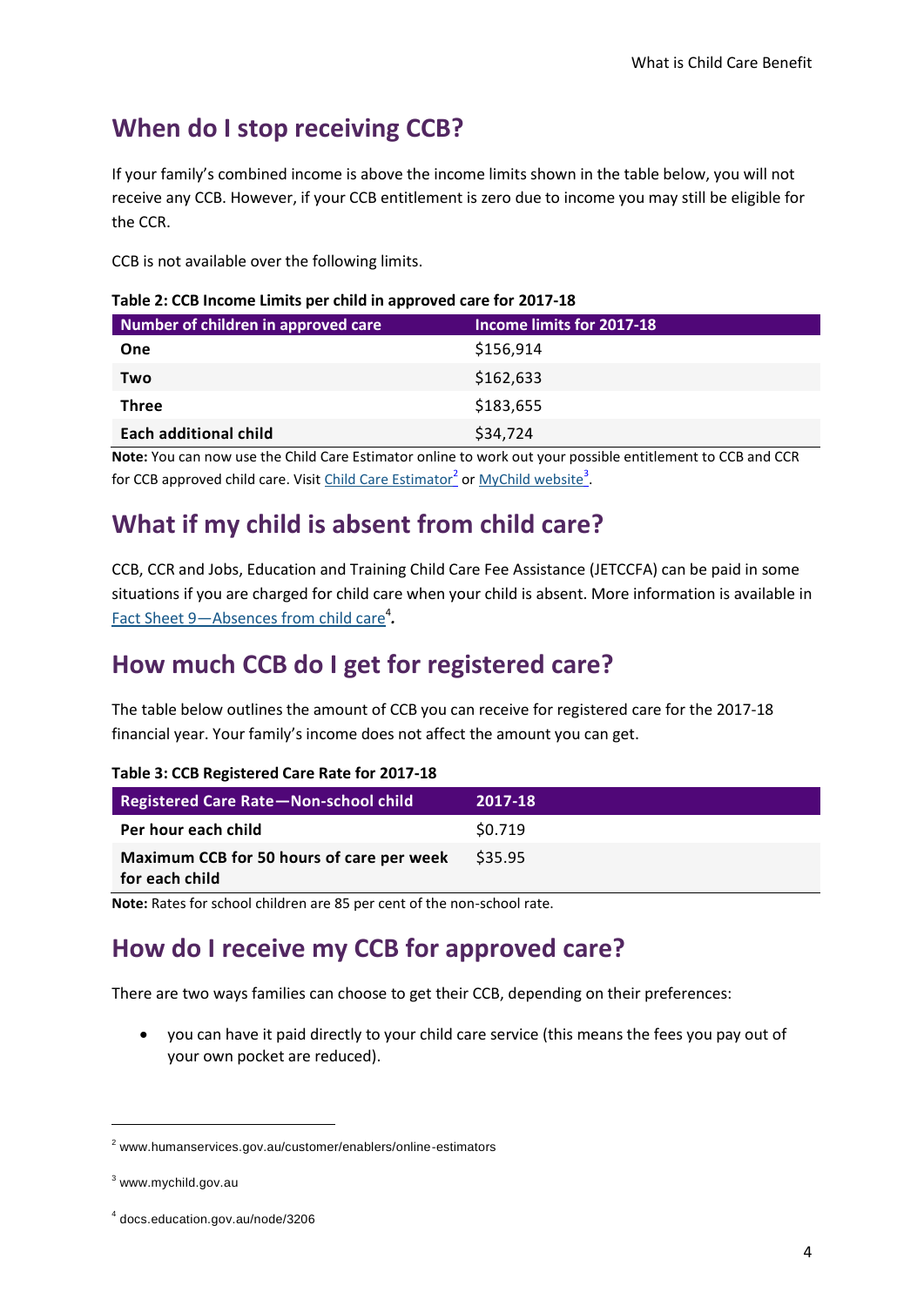## When do I stop receiving CCB?

If your family's combined income is above the income limits shown in the table below, you will not receive any CCB. However, if your CCB entitlement is zero due to income you may still be eligible for the CCR.

CCB is not available over the following limits.

**Table 2: CCB Income Limits per child in approved care for 2017-18**

| Number of children in approved care | Income limits for 2017-18 |
|---|---|
| **One** | $156,914 |
| **Two** | $162,633 |
| **Three** | $183,655 |
| **Each additional child** | $34,724 |

**Note:** You can now use the Child Care Estimator online to work out your possible entitlement to CCB and CCR for CCB approved child care. Visit [Child Care Estimator][2] or [MyChild website][3].

## What if my child is absent from child care?

CCB, CCR and Jobs, Education and Training Child Care Fee Assistance (JETCCFA) can be paid in some situations if you are charged for child care when your child is absent. More information is available in [Fact Sheet 9—Absences from child care][4]*.*

## How much CCB do I get for registered care?

The table below outlines the amount of CCB you can receive for registered care for the 2017-18 financial year. Your family's income does not affect the amount you can get.

**Table 3: CCB Registered Care Rate for 2017-18**

| Registered Care Rate—Non-school child | 2017-18 |
|---|---|
| **Per hour each child** | $0.719 |
| **Maximum CCB for 50 hours of care per week for each child** | $35.95 |

**Note:** Rates for school children are 85 per cent of the non-school rate.

## How do I receive my CCB for approved care?

There are two ways families can choose to get their CCB, depending on their preferences:

- you can have it paid directly to your child care service (this means the fees you pay out of your own pocket are reduced).

---

[2] www.humanservices.gov.au/customer/enablers/online-estimators

[3] www.mychild.gov.au

[4] docs.education.gov.au/node/3206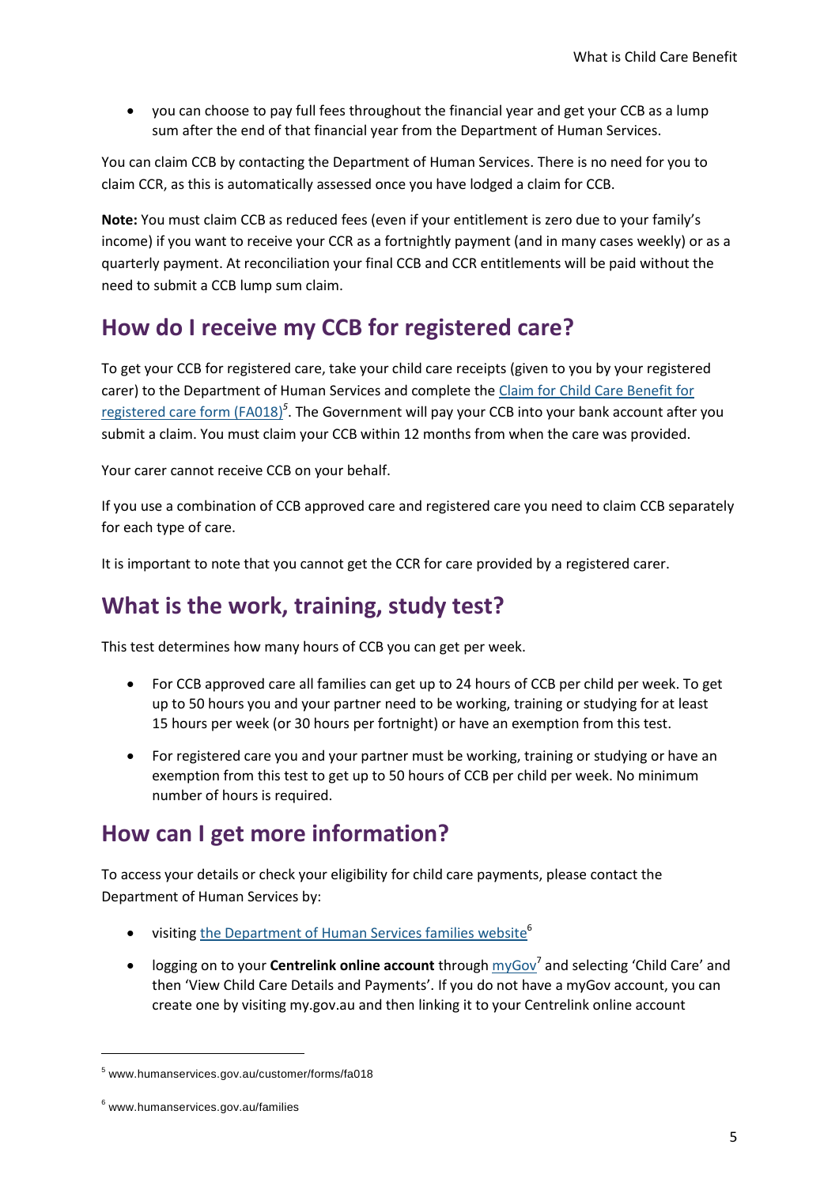- you can choose to pay full fees throughout the financial year and get your CCB as a lump sum after the end of that financial year from the Department of Human Services.

You can claim CCB by contacting the Department of Human Services. There is no need for you to claim CCR, as this is automatically assessed once you have lodged a claim for CCB.

**Note:** You must claim CCB as reduced fees (even if your entitlement is zero due to your family's income) if you want to receive your CCR as a fortnightly payment (and in many cases weekly) or as a quarterly payment. At reconciliation your final CCB and CCR entitlements will be paid without the need to submit a CCB lump sum claim.

## How do I receive my CCB for registered care?

To get your CCB for registered care, take your child care receipts (given to you by your registered carer) to the Department of Human Services and complete the Claim for Child Care Benefit for registered care form (FA018)[5]. The Government will pay your CCB into your bank account after you submit a claim. You must claim your CCB within 12 months from when the care was provided.

Your carer cannot receive CCB on your behalf.

If you use a combination of CCB approved care and registered care you need to claim CCB separately for each type of care.

It is important to note that you cannot get the CCR for care provided by a registered carer.

## What is the work, training, study test?

This test determines how many hours of CCB you can get per week.

- For CCB approved care all families can get up to 24 hours of CCB per child per week. To get up to 50 hours you and your partner need to be working, training or studying for at least 15 hours per week (or 30 hours per fortnight) or have an exemption from this test.
- For registered care you and your partner must be working, training or studying or have an exemption from this test to get up to 50 hours of CCB per child per week. No minimum number of hours is required.

## How can I get more information?

To access your details or check your eligibility for child care payments, please contact the Department of Human Services by:

- visiting the Department of Human Services families website[6]
- logging on to your **Centrelink online account** through myGov[7] and selecting 'Child Care' and then 'View Child Care Details and Payments'. If you do not have a myGov account, you can create one by visiting my.gov.au and then linking it to your Centrelink online account

[5] www.humanservices.gov.au/customer/forms/fa018

[6] www.humanservices.gov.au/families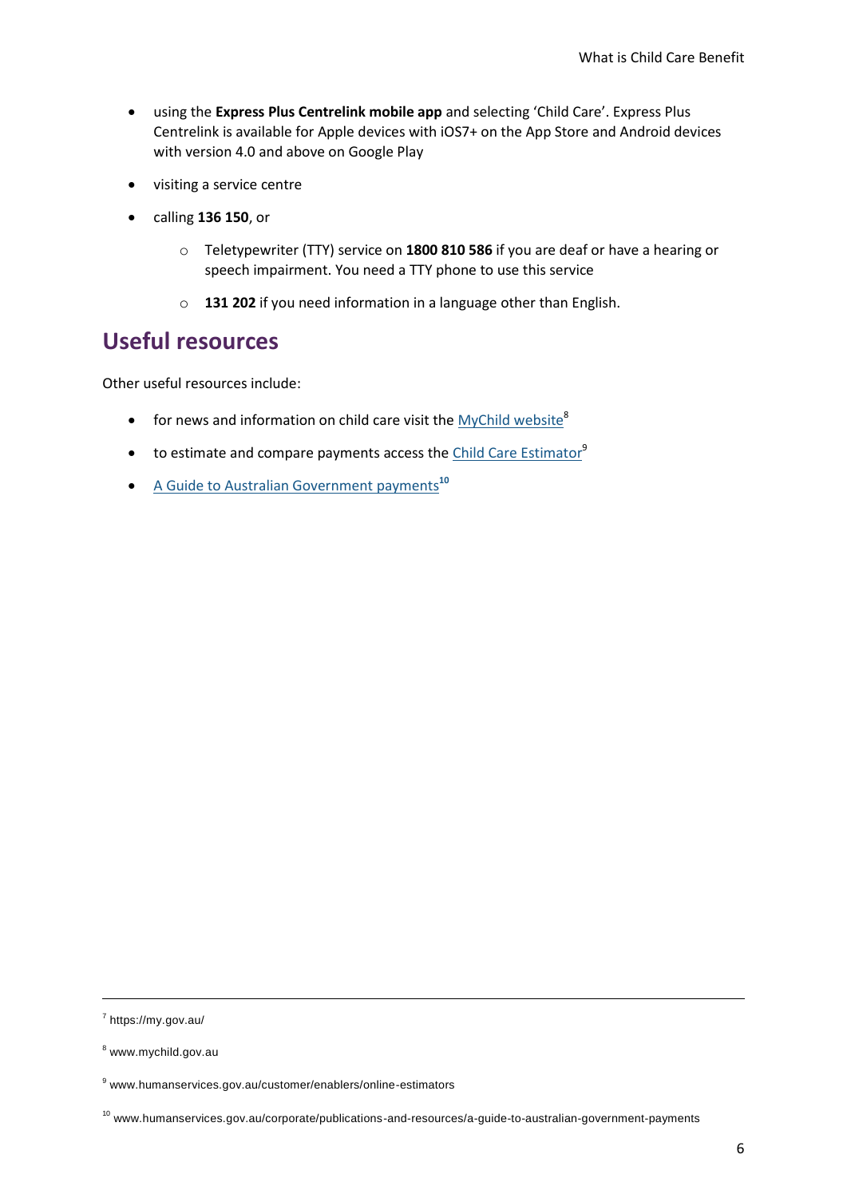- using the **Express Plus Centrelink mobile app** and selecting 'Child Care'. Express Plus Centrelink is available for Apple devices with iOS7+ on the App Store and Android devices with version 4.0 and above on Google Play
- visiting a service centre
- calling **136 150**, or
    - Teletypewriter (TTY) service on **1800 810 586** if you are deaf or have a hearing or speech impairment. You need a TTY phone to use this service
    - **131 202** if you need information in a language other than English.

## Useful resources

Other useful resources include:

- for news and information on child care visit the MyChild website[8]
- to estimate and compare payments access the Child Care Estimator[9]
- A Guide to Australian Government payments[10]

---

[7] https://my.gov.au/

[8] www.mychild.gov.au

[9] www.humanservices.gov.au/customer/enablers/online-estimators

[10] www.humanservices.gov.au/corporate/publications-and-resources/a-guide-to-australian-government-payments